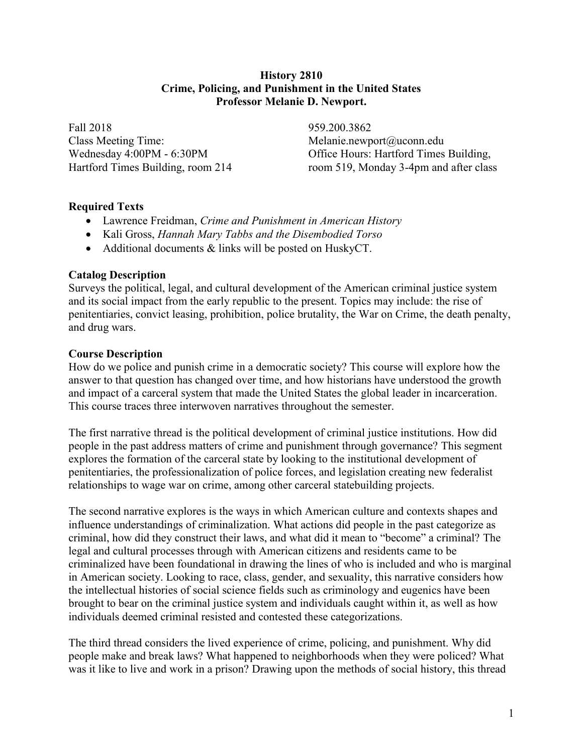**History 2810**
**Crime, Policing, and Punishment in the United States**
**Professor Melanie D. Newport.**

Fall 2018
Class Meeting Time:
Wednesday 4:00PM - 6:30PM
Hartford Times Building, room 214

959.200.3862
Melanie.newport@uconn.edu
Office Hours: Hartford Times Building, room 519, Monday 3-4pm and after class

**Required Texts**

- Lawrence Freidman, *Crime and Punishment in American History*
- Kali Gross, *Hannah Mary Tabbs and the Disembodied Torso*
- Additional documents & links will be posted on HuskyCT.

**Catalog Description**

Surveys the political, legal, and cultural development of the American criminal justice system and its social impact from the early republic to the present. Topics may include: the rise of penitentiaries, convict leasing, prohibition, police brutality, the War on Crime, the death penalty, and drug wars.

**Course Description**

How do we police and punish crime in a democratic society? This course will explore how the answer to that question has changed over time, and how historians have understood the growth and impact of a carceral system that made the United States the global leader in incarceration. This course traces three interwoven narratives throughout the semester.

The first narrative thread is the political development of criminal justice institutions. How did people in the past address matters of crime and punishment through governance? This segment explores the formation of the carceral state by looking to the institutional development of penitentiaries, the professionalization of police forces, and legislation creating new federalist relationships to wage war on crime, among other carceral statebuilding projects.

The second narrative explores is the ways in which American culture and contexts shapes and influence understandings of criminalization. What actions did people in the past categorize as criminal, how did they construct their laws, and what did it mean to "become" a criminal? The legal and cultural processes through with American citizens and residents came to be criminalized have been foundational in drawing the lines of who is included and who is marginal in American society. Looking to race, class, gender, and sexuality, this narrative considers how the intellectual histories of social science fields such as criminology and eugenics have been brought to bear on the criminal justice system and individuals caught within it, as well as how individuals deemed criminal resisted and contested these categorizations.

The third thread considers the lived experience of crime, policing, and punishment. Why did people make and break laws? What happened to neighborhoods when they were policed? What was it like to live and work in a prison? Drawing upon the methods of social history, this thread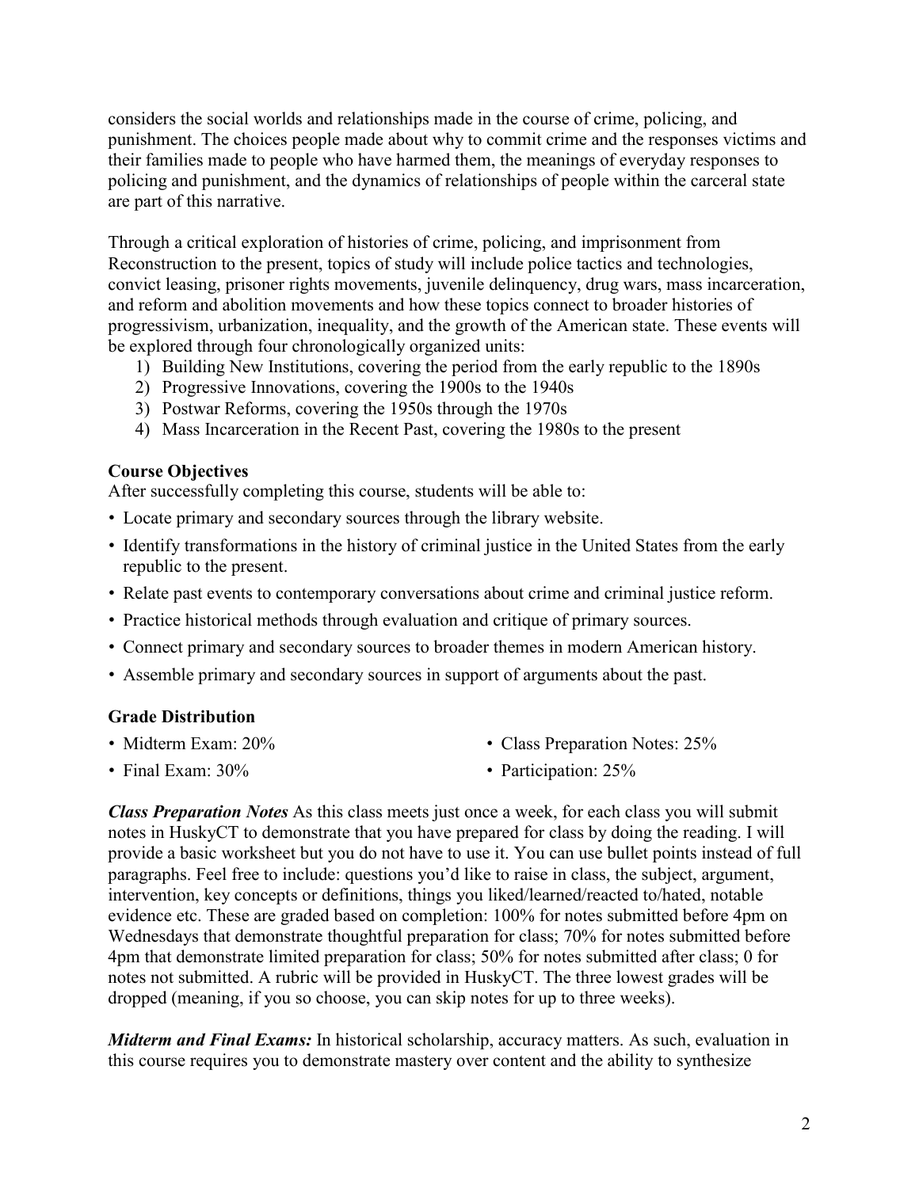considers the social worlds and relationships made in the course of crime, policing, and punishment. The choices people made about why to commit crime and the responses victims and their families made to people who have harmed them, the meanings of everyday responses to policing and punishment, and the dynamics of relationships of people within the carceral state are part of this narrative.

Through a critical exploration of histories of crime, policing, and imprisonment from Reconstruction to the present, topics of study will include police tactics and technologies, convict leasing, prisoner rights movements, juvenile delinquency, drug wars, mass incarceration, and reform and abolition movements and how these topics connect to broader histories of progressivism, urbanization, inequality, and the growth of the American state. These events will be explored through four chronologically organized units:

1) Building New Institutions, covering the period from the early republic to the 1890s
2) Progressive Innovations, covering the 1900s to the 1940s
3) Postwar Reforms, covering the 1950s through the 1970s
4) Mass Incarceration in the Recent Past, covering the 1980s to the present

### Course Objectives

After successfully completing this course, students will be able to:

- Locate primary and secondary sources through the library website.
- Identify transformations in the history of criminal justice in the United States from the early republic to the present.
- Relate past events to contemporary conversations about crime and criminal justice reform.
- Practice historical methods through evaluation and critique of primary sources.
- Connect primary and secondary sources to broader themes in modern American history.
- Assemble primary and secondary sources in support of arguments about the past.

### Grade Distribution

- Midterm Exam: 20%
- Final Exam: 30%
- Class Preparation Notes: 25%
- Participation: 25%

***Class Preparation Notes*** As this class meets just once a week, for each class you will submit notes in HuskyCT to demonstrate that you have prepared for class by doing the reading. I will provide a basic worksheet but you do not have to use it. You can use bullet points instead of full paragraphs. Feel free to include: questions you'd like to raise in class, the subject, argument, intervention, key concepts or definitions, things you liked/learned/reacted to/hated, notable evidence etc. These are graded based on completion: 100% for notes submitted before 4pm on Wednesdays that demonstrate thoughtful preparation for class; 70% for notes submitted before 4pm that demonstrate limited preparation for class; 50% for notes submitted after class; 0 for notes not submitted. A rubric will be provided in HuskyCT. The three lowest grades will be dropped (meaning, if you so choose, you can skip notes for up to three weeks).

***Midterm and Final Exams:*** In historical scholarship, accuracy matters. As such, evaluation in this course requires you to demonstrate mastery over content and the ability to synthesize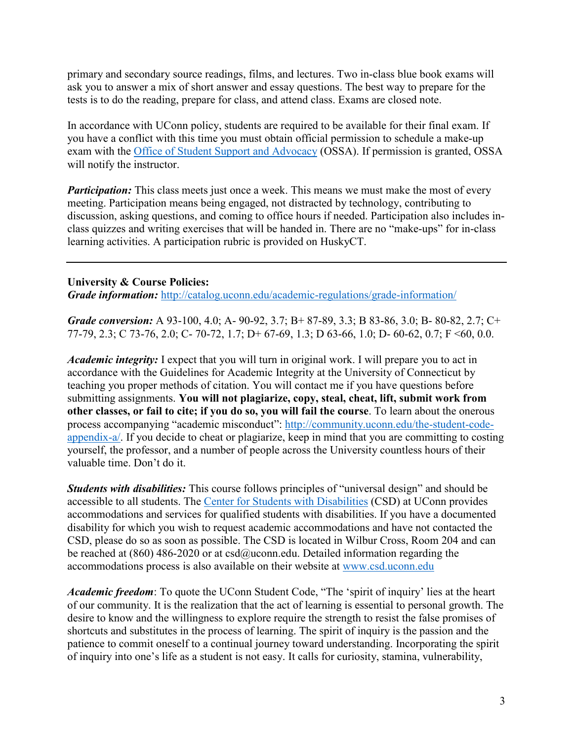primary and secondary source readings, films, and lectures. Two in-class blue book exams will ask you to answer a mix of short answer and essay questions. The best way to prepare for the tests is to do the reading, prepare for class, and attend class. Exams are closed note.

In accordance with UConn policy, students are required to be available for their final exam. If you have a conflict with this time you must obtain official permission to schedule a make-up exam with the [Office of Student Support and Advocacy](#) (OSSA). If permission is granted, OSSA will notify the instructor.

***Participation:*** This class meets just once a week. This means we must make the most of every meeting. Participation means being engaged, not distracted by technology, contributing to discussion, asking questions, and coming to office hours if needed. Participation also includes in-class quizzes and writing exercises that will be handed in. There are no "make-ups" for in-class learning activities. A participation rubric is provided on HuskyCT.

---

**University & Course Policies:**

***Grade information:*** http://catalog.uconn.edu/academic-regulations/grade-information/

***Grade conversion:*** A 93-100, 4.0; A- 90-92, 3.7; B+ 87-89, 3.3; B 83-86, 3.0; B- 80-82, 2.7; C+ 77-79, 2.3; C 73-76, 2.0; C- 70-72, 1.7; D+ 67-69, 1.3; D 63-66, 1.0; D- 60-62, 0.7; F <60, 0.0.

***Academic integrity:*** I expect that you will turn in original work. I will prepare you to act in accordance with the Guidelines for Academic Integrity at the University of Connecticut by teaching you proper methods of citation. You will contact me if you have questions before submitting assignments. **You will not plagiarize, copy, steal, cheat, lift, submit work from other classes, or fail to cite; if you do so, you will fail the course**. To learn about the onerous process accompanying "academic misconduct": http://community.uconn.edu/the-student-code-appendix-a/. If you decide to cheat or plagiarize, keep in mind that you are committing to costing yourself, the professor, and a number of people across the University countless hours of their valuable time. Don't do it.

***Students with disabilities:*** This course follows principles of "universal design" and should be accessible to all students. The [Center for Students with Disabilities](#) (CSD) at UConn provides accommodations and services for qualified students with disabilities. If you have a documented disability for which you wish to request academic accommodations and have not contacted the CSD, please do so as soon as possible. The CSD is located in Wilbur Cross, Room 204 and can be reached at (860) 486-2020 or at csd@uconn.edu. Detailed information regarding the accommodations process is also available on their website at www.csd.uconn.edu

***Academic freedom***: To quote the UConn Student Code, "The 'spirit of inquiry' lies at the heart of our community. It is the realization that the act of learning is essential to personal growth. The desire to know and the willingness to explore require the strength to resist the false promises of shortcuts and substitutes in the process of learning. The spirit of inquiry is the passion and the patience to commit oneself to a continual journey toward understanding. Incorporating the spirit of inquiry into one's life as a student is not easy. It calls for curiosity, stamina, vulnerability,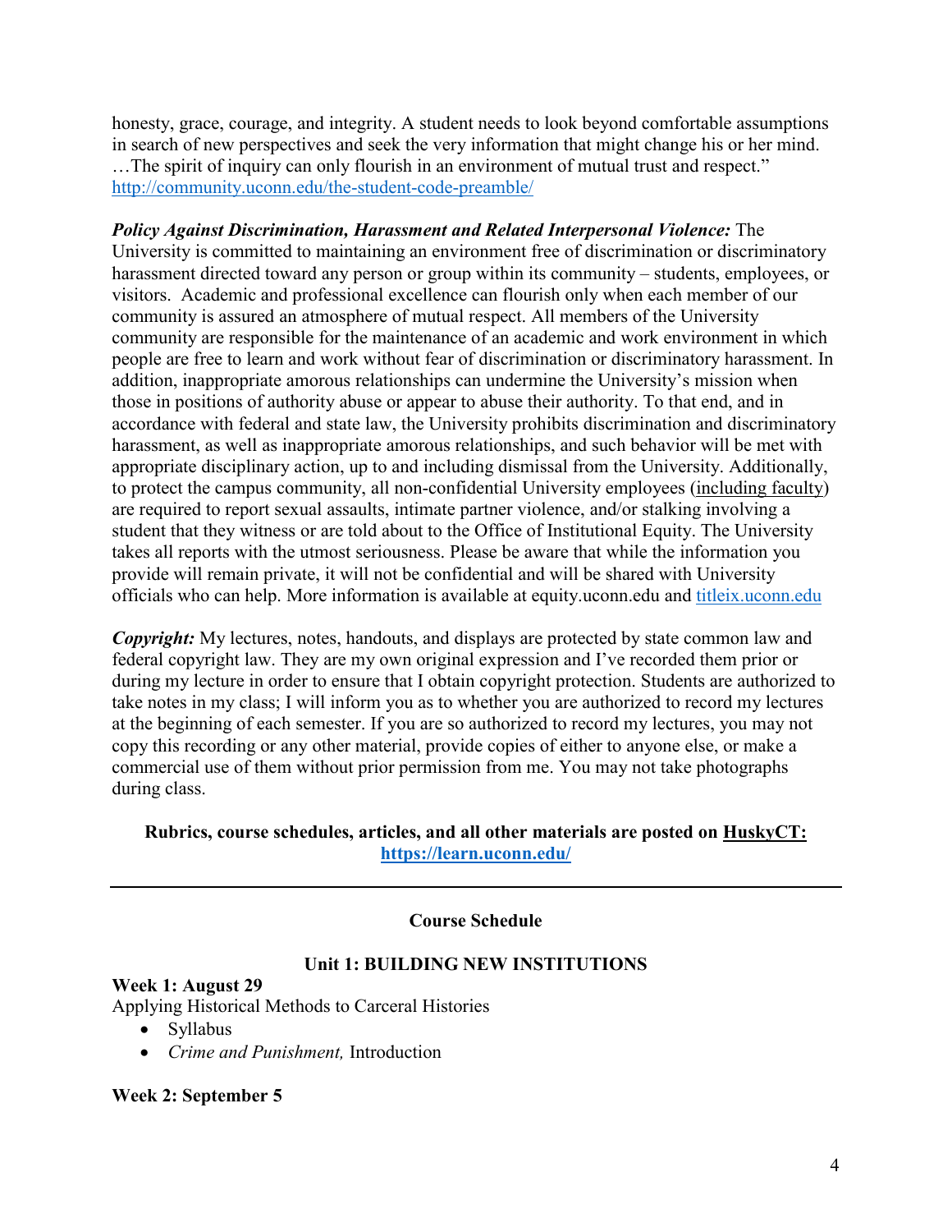honesty, grace, courage, and integrity. A student needs to look beyond comfortable assumptions in search of new perspectives and seek the very information that might change his or her mind. …The spirit of inquiry can only flourish in an environment of mutual trust and respect." [http://community.uconn.edu/the-student-code-preamble/](http://community.uconn.edu/the-student-code-preamble/)

***Policy Against Discrimination, Harassment and Related Interpersonal Violence:*** The University is committed to maintaining an environment free of discrimination or discriminatory harassment directed toward any person or group within its community – students, employees, or visitors. Academic and professional excellence can flourish only when each member of our community is assured an atmosphere of mutual respect. All members of the University community are responsible for the maintenance of an academic and work environment in which people are free to learn and work without fear of discrimination or discriminatory harassment. In addition, inappropriate amorous relationships can undermine the University's mission when those in positions of authority abuse or appear to abuse their authority. To that end, and in accordance with federal and state law, the University prohibits discrimination and discriminatory harassment, as well as inappropriate amorous relationships, and such behavior will be met with appropriate disciplinary action, up to and including dismissal from the University. Additionally, to protect the campus community, all non-confidential University employees (including faculty) are required to report sexual assaults, intimate partner violence, and/or stalking involving a student that they witness or are told about to the Office of Institutional Equity. The University takes all reports with the utmost seriousness. Please be aware that while the information you provide will remain private, it will not be confidential and will be shared with University officials who can help. More information is available at equity.uconn.edu and [titleix.uconn.edu](titleix.uconn.edu)

***Copyright:*** My lectures, notes, handouts, and displays are protected by state common law and federal copyright law. They are my own original expression and I've recorded them prior or during my lecture in order to ensure that I obtain copyright protection. Students are authorized to take notes in my class; I will inform you as to whether you are authorized to record my lectures at the beginning of each semester. If you are so authorized to record my lectures, you may not copy this recording or any other material, provide copies of either to anyone else, or make a commercial use of them without prior permission from me. You may not take photographs during class.

**Rubrics, course schedules, articles, and all other materials are posted on HuskyCT: [https://learn.uconn.edu/](https://learn.uconn.edu/)**

---

## Course Schedule

### Unit 1: BUILDING NEW INSTITUTIONS

**Week 1: August 29**

Applying Historical Methods to Carceral Histories

- Syllabus
- *Crime and Punishment,* Introduction

**Week 2: September 5**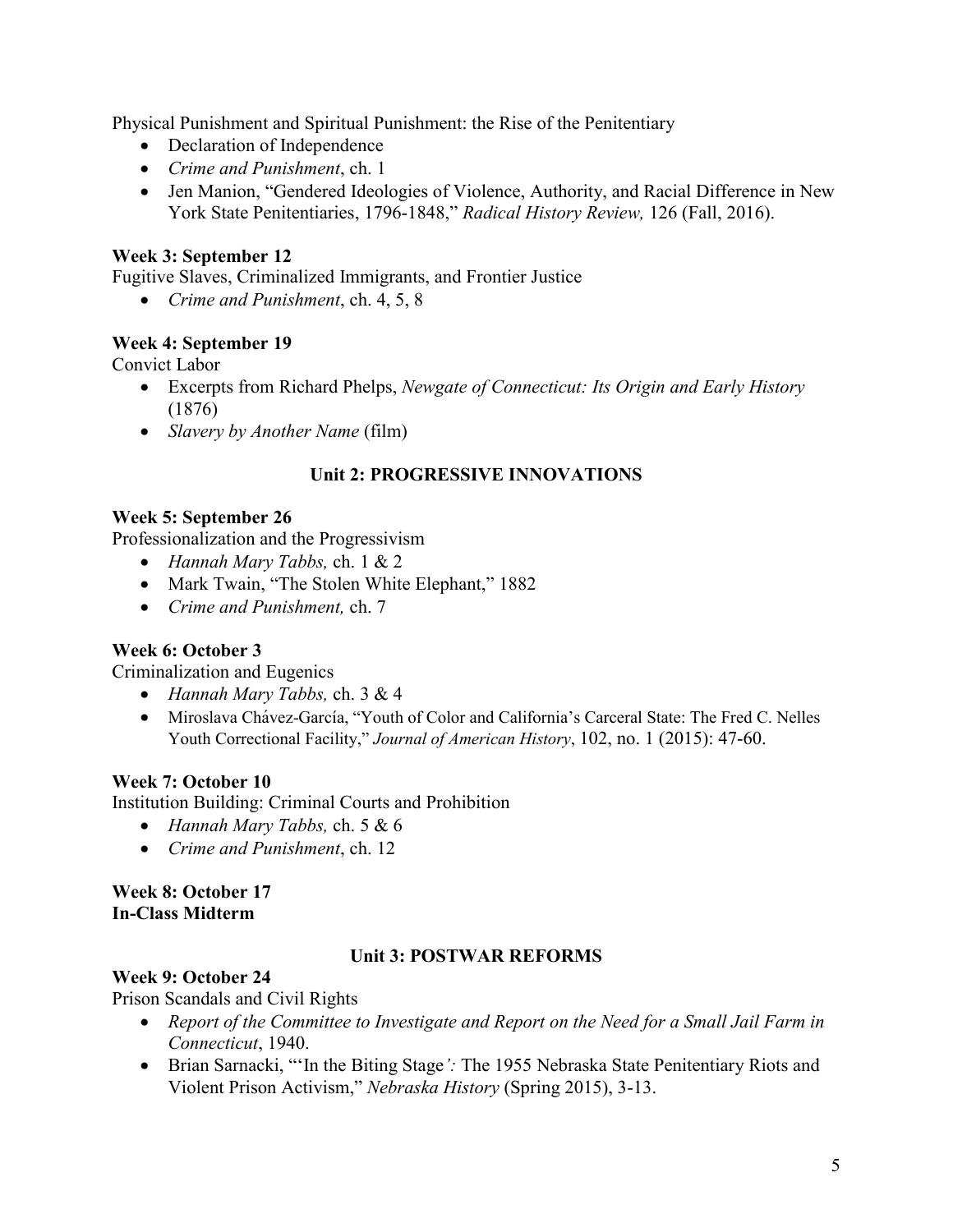Physical Punishment and Spiritual Punishment: the Rise of the Penitentiary

- Declaration of Independence
- *Crime and Punishment*, ch. 1
- Jen Manion, "Gendered Ideologies of Violence, Authority, and Racial Difference in New York State Penitentiaries, 1796-1848," *Radical History Review,* 126 (Fall, 2016).

**Week 3: September 12**

Fugitive Slaves, Criminalized Immigrants, and Frontier Justice

- *Crime and Punishment*, ch. 4, 5, 8

**Week 4: September 19**

Convict Labor

- Excerpts from Richard Phelps, *Newgate of Connecticut: Its Origin and Early History* (1876)
- *Slavery by Another Name* (film)

## Unit 2: PROGRESSIVE INNOVATIONS

**Week 5: September 26**

Professionalization and the Progressivism

- *Hannah Mary Tabbs,* ch. 1 & 2
- Mark Twain, "The Stolen White Elephant," 1882
- *Crime and Punishment,* ch. 7

**Week 6: October 3**

Criminalization and Eugenics

- *Hannah Mary Tabbs,* ch. 3 & 4
- Miroslava Chávez-García, "Youth of Color and California's Carceral State: The Fred C. Nelles Youth Correctional Facility," *Journal of American History*, 102, no. 1 (2015): 47-60.

**Week 7: October 10**

Institution Building: Criminal Courts and Prohibition

- *Hannah Mary Tabbs,* ch. 5 & 6
- *Crime and Punishment*, ch. 12

**Week 8: October 17**
**In-Class Midterm**

## Unit 3: POSTWAR REFORMS

**Week 9: October 24**

Prison Scandals and Civil Rights

- *Report of the Committee to Investigate and Report on the Need for a Small Jail Farm in Connecticut*, 1940.
- Brian Sarnacki, "'In the Biting Stage*':* The 1955 Nebraska State Penitentiary Riots and Violent Prison Activism," *Nebraska History* (Spring 2015), 3-13.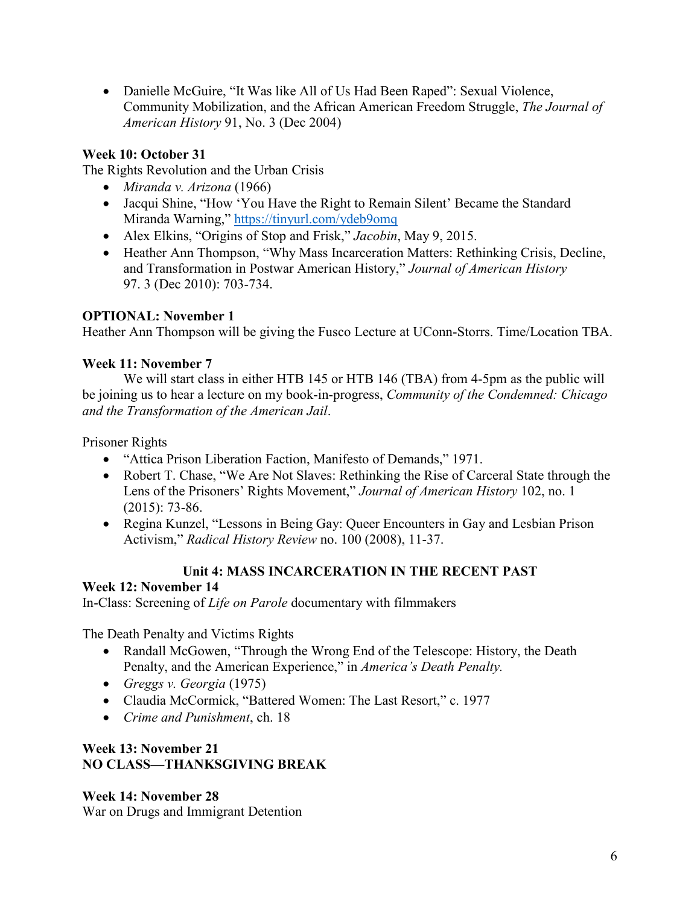- Danielle McGuire, "It Was like All of Us Had Been Raped": Sexual Violence, Community Mobilization, and the African American Freedom Struggle, *The Journal of American History* 91, No. 3 (Dec 2004)

**Week 10: October 31**
The Rights Revolution and the Urban Crisis

- *Miranda v. Arizona* (1966)
- Jacqui Shine, "How 'You Have the Right to Remain Silent' Became the Standard Miranda Warning," https://tinyurl.com/ydeb9omq
- Alex Elkins, "Origins of Stop and Frisk," *Jacobin*, May 9, 2015.
- Heather Ann Thompson, "Why Mass Incarceration Matters: Rethinking Crisis, Decline, and Transformation in Postwar American History," *Journal of American History* 97. 3 (Dec 2010): 703-734.

**OPTIONAL: November 1**
Heather Ann Thompson will be giving the Fusco Lecture at UConn-Storrs. Time/Location TBA.

**Week 11: November 7**
We will start class in either HTB 145 or HTB 146 (TBA) from 4-5pm as the public will be joining us to hear a lecture on my book-in-progress, *Community of the Condemned: Chicago and the Transformation of the American Jail*.

Prisoner Rights

- "Attica Prison Liberation Faction, Manifesto of Demands," 1971.
- Robert T. Chase, "We Are Not Slaves: Rethinking the Rise of Carceral State through the Lens of the Prisoners' Rights Movement," *Journal of American History* 102, no. 1 (2015): 73-86.
- Regina Kunzel, "Lessons in Being Gay: Queer Encounters in Gay and Lesbian Prison Activism," *Radical History Review* no. 100 (2008), 11-37.

**Unit 4: MASS INCARCERATION IN THE RECENT PAST**

**Week 12: November 14**
In-Class: Screening of *Life on Parole* documentary with filmmakers

The Death Penalty and Victims Rights

- Randall McGowen, "Through the Wrong End of the Telescope: History, the Death Penalty, and the American Experience," in *America's Death Penalty.*
- *Greggs v. Georgia* (1975)
- Claudia McCormick, "Battered Women: The Last Resort," c. 1977
- *Crime and Punishment*, ch. 18

**Week 13: November 21**
**NO CLASS—THANKSGIVING BREAK**

**Week 14: November 28**
War on Drugs and Immigrant Detention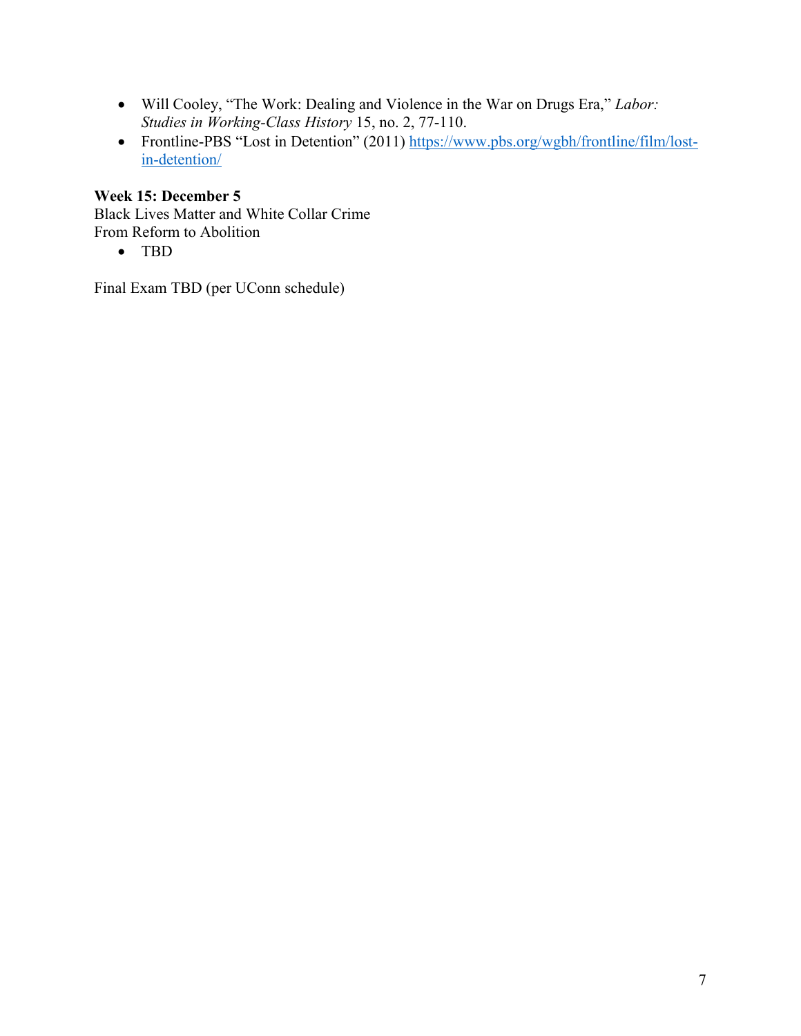- Will Cooley, "The Work: Dealing and Violence in the War on Drugs Era," *Labor: Studies in Working-Class History* 15, no. 2, 77-110.
- Frontline-PBS "Lost in Detention" (2011) https://www.pbs.org/wgbh/frontline/film/lost-in-detention/

**Week 15: December 5**
Black Lives Matter and White Collar Crime
From Reform to Abolition

- TBD

Final Exam TBD (per UConn schedule)